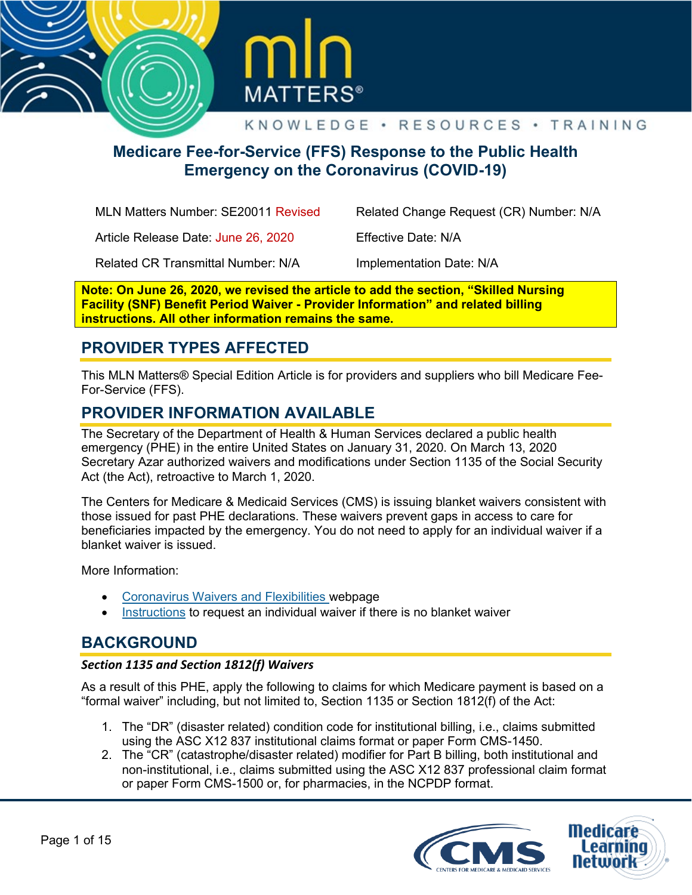# Medicare Fee-for-Service (FFS) Response to the Public Health Emergency on the Coronavirus (COVID-19)

| | |
|---|---|
| MLN Matters Number: SE20011 Revised | Related Change Request (CR) Number: N/A |
| Article Release Date: June 26, 2020 | Effective Date: N/A |
| Related CR Transmittal Number: N/A | Implementation Date: N/A |

**Note: On June 26, 2020, we revised the article to add the section, "Skilled Nursing Facility (SNF) Benefit Period Waiver - Provider Information" and related billing instructions. All other information remains the same.**

## PROVIDER TYPES AFFECTED

This MLN Matters® Special Edition Article is for providers and suppliers who bill Medicare Fee-For-Service (FFS).

## PROVIDER INFORMATION AVAILABLE

The Secretary of the Department of Health & Human Services declared a public health emergency (PHE) in the entire United States on January 31, 2020. On March 13, 2020 Secretary Azar authorized waivers and modifications under Section 1135 of the Social Security Act (the Act), retroactive to March 1, 2020.

The Centers for Medicare & Medicaid Services (CMS) is issuing blanket waivers consistent with those issued for past PHE declarations. These waivers prevent gaps in access to care for beneficiaries impacted by the emergency. You do not need to apply for an individual waiver if a blanket waiver is issued.

More Information:

- Coronavirus Waivers and Flexibilities webpage
- Instructions to request an individual waiver if there is no blanket waiver

## BACKGROUND

***Section 1135 and Section 1812(f) Waivers***

As a result of this PHE, apply the following to claims for which Medicare payment is based on a "formal waiver" including, but not limited to, Section 1135 or Section 1812(f) of the Act:

1. The "DR" (disaster related) condition code for institutional billing, i.e., claims submitted using the ASC X12 837 institutional claims format or paper Form CMS-1450.
2. The "CR" (catastrophe/disaster related) modifier for Part B billing, both institutional and non-institutional, i.e., claims submitted using the ASC X12 837 professional claim format or paper Form CMS-1500 or, for pharmacies, in the NCPDP format.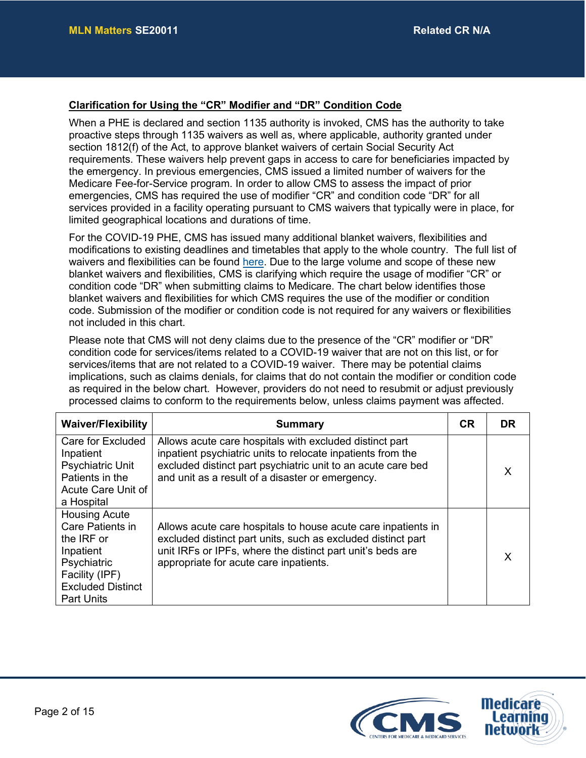## Clarification for Using the "CR" Modifier and "DR" Condition Code

When a PHE is declared and section 1135 authority is invoked, CMS has the authority to take proactive steps through 1135 waivers as well as, where applicable, authority granted under section 1812(f) of the Act, to approve blanket waivers of certain Social Security Act requirements. These waivers help prevent gaps in access to care for beneficiaries impacted by the emergency. In previous emergencies, CMS issued a limited number of waivers for the Medicare Fee-for-Service program. In order to allow CMS to assess the impact of prior emergencies, CMS has required the use of modifier "CR" and condition code "DR" for all services provided in a facility operating pursuant to CMS waivers that typically were in place, for limited geographical locations and durations of time.

For the COVID-19 PHE, CMS has issued many additional blanket waivers, flexibilities and modifications to existing deadlines and timetables that apply to the whole country. The full list of waivers and flexibilities can be found here. Due to the large volume and scope of these new blanket waivers and flexibilities, CMS is clarifying which require the usage of modifier "CR" or condition code "DR" when submitting claims to Medicare. The chart below identifies those blanket waivers and flexibilities for which CMS requires the use of the modifier or condition code. Submission of the modifier or condition code is not required for any waivers or flexibilities not included in this chart.

Please note that CMS will not deny claims due to the presence of the "CR" modifier or "DR" condition code for services/items related to a COVID-19 waiver that are not on this list, or for services/items that are not related to a COVID-19 waiver. There may be potential claims implications, such as claims denials, for claims that do not contain the modifier or condition code as required in the below chart. However, providers do not need to resubmit or adjust previously processed claims to conform to the requirements below, unless claims payment was affected.

| Waiver/Flexibility | Summary | CR | DR |
|---|---|---|---|
| Care for Excluded Inpatient Psychiatric Unit Patients in the Acute Care Unit of a Hospital | Allows acute care hospitals with excluded distinct part inpatient psychiatric units to relocate inpatients from the excluded distinct part psychiatric unit to an acute care bed and unit as a result of a disaster or emergency. | | X |
| Housing Acute Care Patients in the IRF or Inpatient Psychiatric Facility (IPF) Excluded Distinct Part Units | Allows acute care hospitals to house acute care inpatients in excluded distinct part units, such as excluded distinct part unit IRFs or IPFs, where the distinct part unit's beds are appropriate for acute care inpatients. | | X |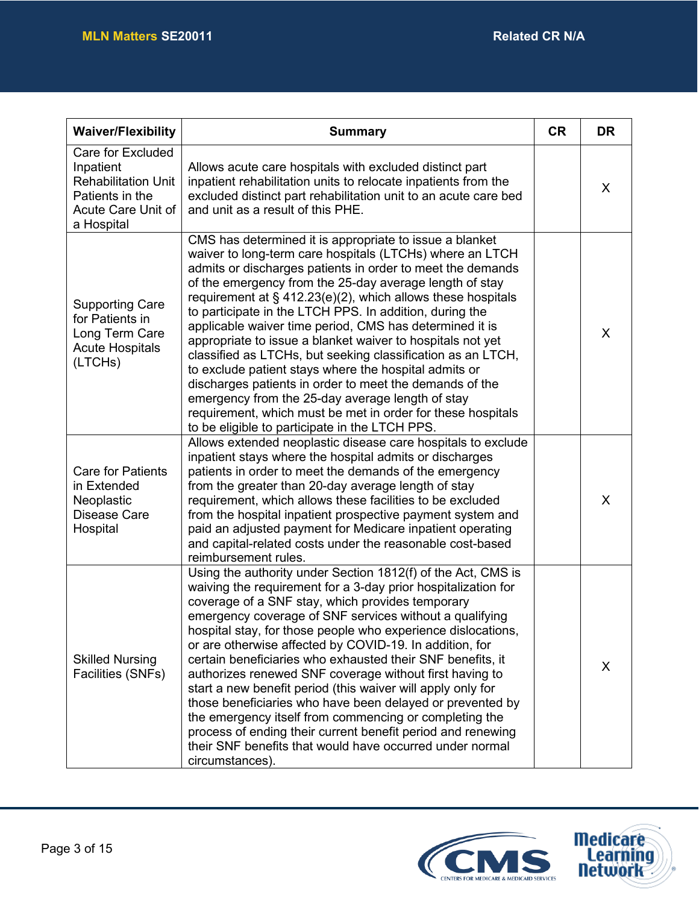| Waiver/Flexibility | Summary | CR | DR |
|---|---|---|---|
| Care for Excluded Inpatient Rehabilitation Unit Patients in the Acute Care Unit of a Hospital | Allows acute care hospitals with excluded distinct part inpatient rehabilitation units to relocate inpatients from the excluded distinct part rehabilitation unit to an acute care bed and unit as a result of this PHE. | | X |
| Supporting Care for Patients in Long Term Care Acute Hospitals (LTCHs) | CMS has determined it is appropriate to issue a blanket waiver to long-term care hospitals (LTCHs) where an LTCH admits or discharges patients in order to meet the demands of the emergency from the 25-day average length of stay requirement at § 412.23(e)(2), which allows these hospitals to participate in the LTCH PPS. In addition, during the applicable waiver time period, CMS has determined it is appropriate to issue a blanket waiver to hospitals not yet classified as LTCHs, but seeking classification as an LTCH, to exclude patient stays where the hospital admits or discharges patients in order to meet the demands of the emergency from the 25-day average length of stay requirement, which must be met in order for these hospitals to be eligible to participate in the LTCH PPS. | | X |
| Care for Patients in Extended Neoplastic Disease Care Hospital | Allows extended neoplastic disease care hospitals to exclude inpatient stays where the hospital admits or discharges patients in order to meet the demands of the emergency from the greater than 20-day average length of stay requirement, which allows these facilities to be excluded from the hospital inpatient prospective payment system and paid an adjusted payment for Medicare inpatient operating and capital-related costs under the reasonable cost-based reimbursement rules. | | X |
| Skilled Nursing Facilities (SNFs) | Using the authority under Section 1812(f) of the Act, CMS is waiving the requirement for a 3-day prior hospitalization for coverage of a SNF stay, which provides temporary emergency coverage of SNF services without a qualifying hospital stay, for those people who experience dislocations, or are otherwise affected by COVID-19. In addition, for certain beneficiaries who exhausted their SNF benefits, it authorizes renewed SNF coverage without first having to start a new benefit period (this waiver will apply only for those beneficiaries who have been delayed or prevented by the emergency itself from commencing or completing the process of ending their current benefit period and renewing their SNF benefits that would have occurred under normal circumstances). | | X |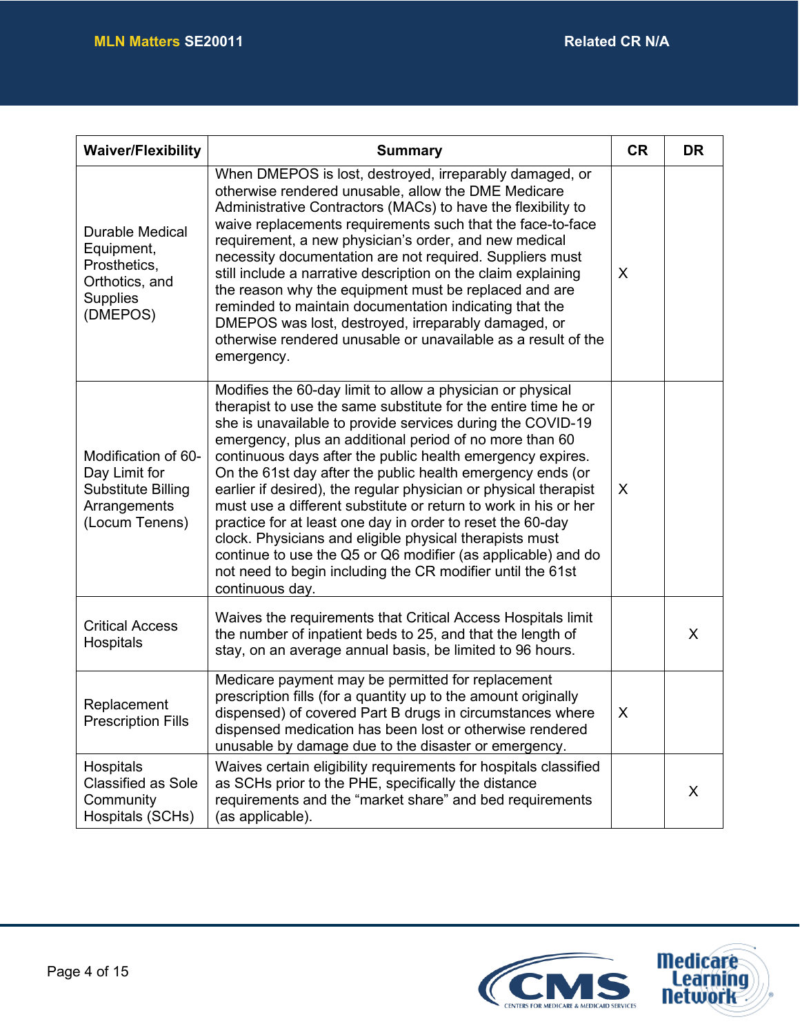| Waiver/Flexibility | Summary | CR | DR |
|---|---|---|---|
| Durable Medical Equipment, Prosthetics, Orthotics, and Supplies (DMEPOS) | When DMEPOS is lost, destroyed, irreparably damaged, or otherwise rendered unusable, allow the DME Medicare Administrative Contractors (MACs) to have the flexibility to waive replacements requirements such that the face-to-face requirement, a new physician's order, and new medical necessity documentation are not required. Suppliers must still include a narrative description on the claim explaining the reason why the equipment must be replaced and are reminded to maintain documentation indicating that the DMEPOS was lost, destroyed, irreparably damaged, or otherwise rendered unusable or unavailable as a result of the emergency. | X | |
| Modification of 60-Day Limit for Substitute Billing Arrangements (Locum Tenens) | Modifies the 60-day limit to allow a physician or physical therapist to use the same substitute for the entire time he or she is unavailable to provide services during the COVID-19 emergency, plus an additional period of no more than 60 continuous days after the public health emergency expires. On the 61st day after the public health emergency ends (or earlier if desired), the regular physician or physical therapist must use a different substitute or return to work in his or her practice for at least one day in order to reset the 60-day clock. Physicians and eligible physical therapists must continue to use the Q5 or Q6 modifier (as applicable) and do not need to begin including the CR modifier until the 61st continuous day. | X | |
| Critical Access Hospitals | Waives the requirements that Critical Access Hospitals limit the number of inpatient beds to 25, and that the length of stay, on an average annual basis, be limited to 96 hours. | | X |
| Replacement Prescription Fills | Medicare payment may be permitted for replacement prescription fills (for a quantity up to the amount originally dispensed) of covered Part B drugs in circumstances where dispensed medication has been lost or otherwise rendered unusable by damage due to the disaster or emergency. | X | |
| Hospitals Classified as Sole Community Hospitals (SCHs) | Waives certain eligibility requirements for hospitals classified as SCHs prior to the PHE, specifically the distance requirements and the "market share" and bed requirements (as applicable). | | X |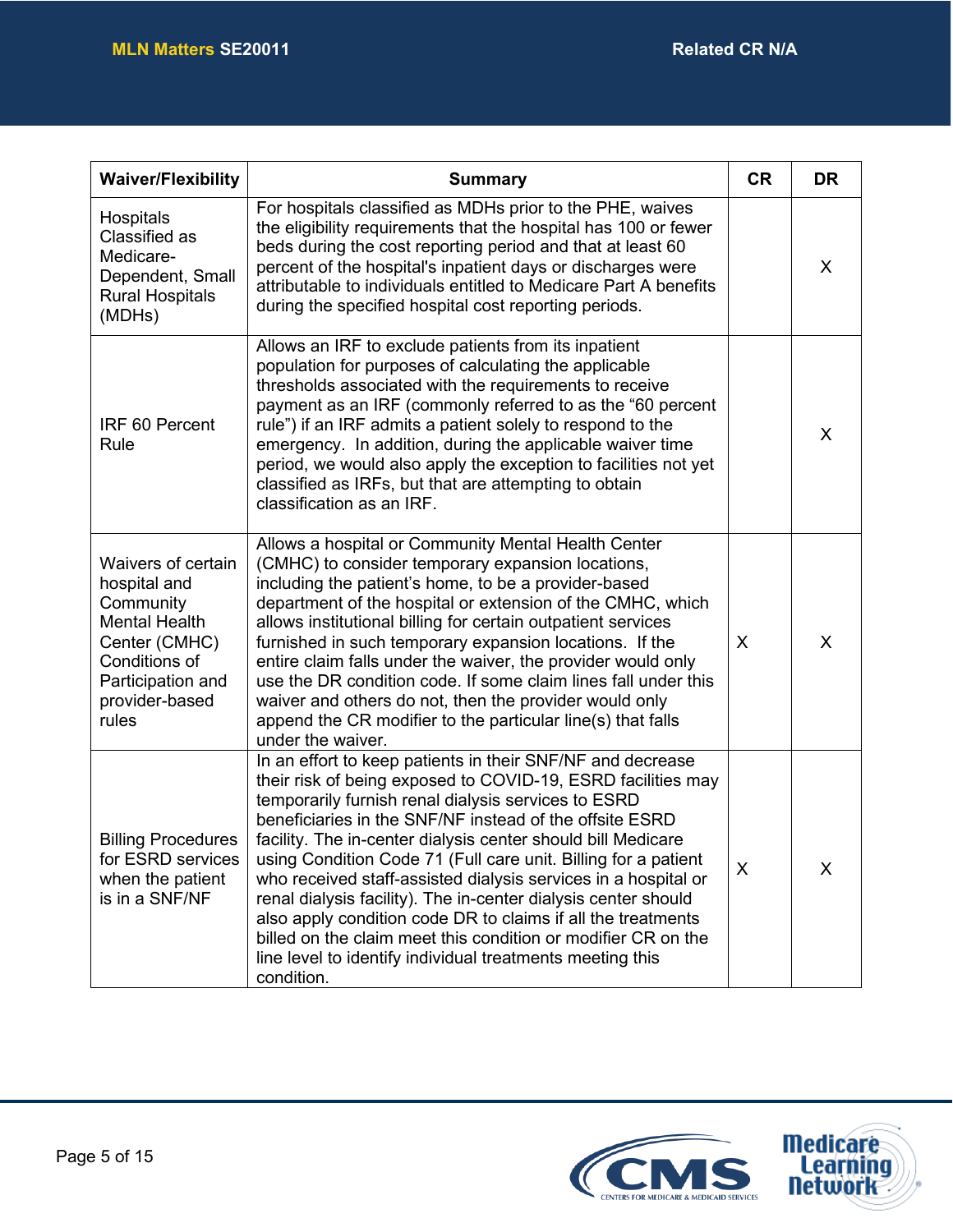| Waiver/Flexibility | Summary | CR | DR |
|---|---|---|---|
| Hospitals Classified as Medicare-Dependent, Small Rural Hospitals (MDHs) | For hospitals classified as MDHs prior to the PHE, waives the eligibility requirements that the hospital has 100 or fewer beds during the cost reporting period and that at least 60 percent of the hospital's inpatient days or discharges were attributable to individuals entitled to Medicare Part A benefits during the specified hospital cost reporting periods. | | X |
| IRF 60 Percent Rule | Allows an IRF to exclude patients from its inpatient population for purposes of calculating the applicable thresholds associated with the requirements to receive payment as an IRF (commonly referred to as the "60 percent rule") if an IRF admits a patient solely to respond to the emergency. In addition, during the applicable waiver time period, we would also apply the exception to facilities not yet classified as IRFs, but that are attempting to obtain classification as an IRF. | | X |
| Waivers of certain hospital and Community Mental Health Center (CMHC) Conditions of Participation and provider-based rules | Allows a hospital or Community Mental Health Center (CMHC) to consider temporary expansion locations, including the patient's home, to be a provider-based department of the hospital or extension of the CMHC, which allows institutional billing for certain outpatient services furnished in such temporary expansion locations. If the entire claim falls under the waiver, the provider would only use the DR condition code. If some claim lines fall under this waiver and others do not, then the provider would only append the CR modifier to the particular line(s) that falls under the waiver. | X | X |
| Billing Procedures for ESRD services when the patient is in a SNF/NF | In an effort to keep patients in their SNF/NF and decrease their risk of being exposed to COVID-19, ESRD facilities may temporarily furnish renal dialysis services to ESRD beneficiaries in the SNF/NF instead of the offsite ESRD facility. The in-center dialysis center should bill Medicare using Condition Code 71 (Full care unit. Billing for a patient who received staff-assisted dialysis services in a hospital or renal dialysis facility). The in-center dialysis center should also apply condition code DR to claims if all the treatments billed on the claim meet this condition or modifier CR on the line level to identify individual treatments meeting this condition. | X | X |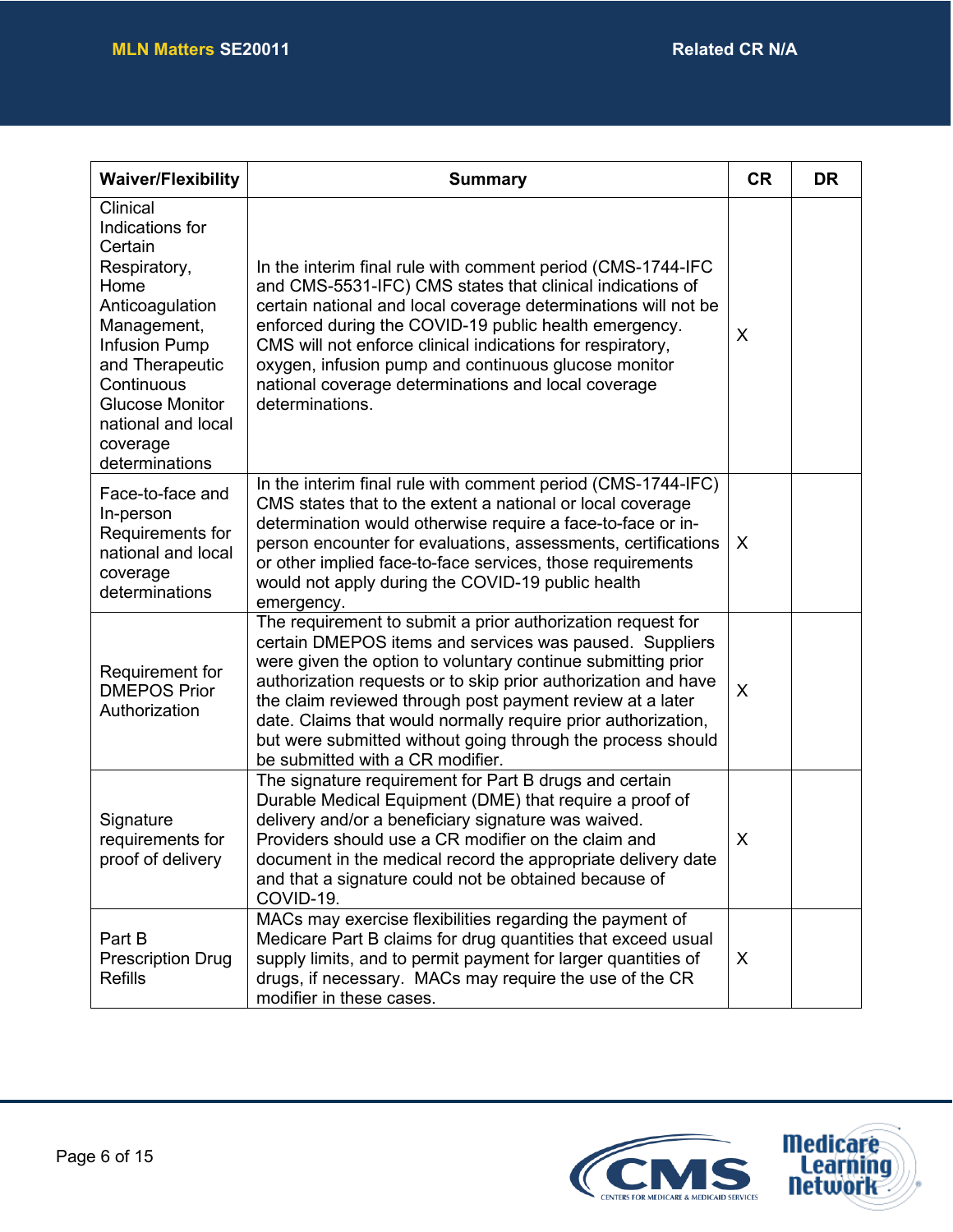| Waiver/Flexibility | Summary | CR | DR |
|---|---|---|---|
| Clinical Indications for Certain Respiratory, Home Anticoagulation Management, Infusion Pump and Therapeutic Continuous Glucose Monitor national and local coverage determinations | In the interim final rule with comment period (CMS-1744-IFC and CMS-5531-IFC) CMS states that clinical indications of certain national and local coverage determinations will not be enforced during the COVID-19 public health emergency. CMS will not enforce clinical indications for respiratory, oxygen, infusion pump and continuous glucose monitor national coverage determinations and local coverage determinations. | X | |
| Face-to-face and In-person Requirements for national and local coverage determinations | In the interim final rule with comment period (CMS-1744-IFC) CMS states that to the extent a national or local coverage determination would otherwise require a face-to-face or in-person encounter for evaluations, assessments, certifications or other implied face-to-face services, those requirements would not apply during the COVID-19 public health emergency. | X | |
| Requirement for DMEPOS Prior Authorization | The requirement to submit a prior authorization request for certain DMEPOS items and services was paused. Suppliers were given the option to voluntary continue submitting prior authorization requests or to skip prior authorization and have the claim reviewed through post payment review at a later date. Claims that would normally require prior authorization, but were submitted without going through the process should be submitted with a CR modifier. | X | |
| Signature requirements for proof of delivery | The signature requirement for Part B drugs and certain Durable Medical Equipment (DME) that require a proof of delivery and/or a beneficiary signature was waived. Providers should use a CR modifier on the claim and document in the medical record the appropriate delivery date and that a signature could not be obtained because of COVID-19. | X | |
| Part B Prescription Drug Refills | MACs may exercise flexibilities regarding the payment of Medicare Part B claims for drug quantities that exceed usual supply limits, and to permit payment for larger quantities of drugs, if necessary. MACs may require the use of the CR modifier in these cases. | X | |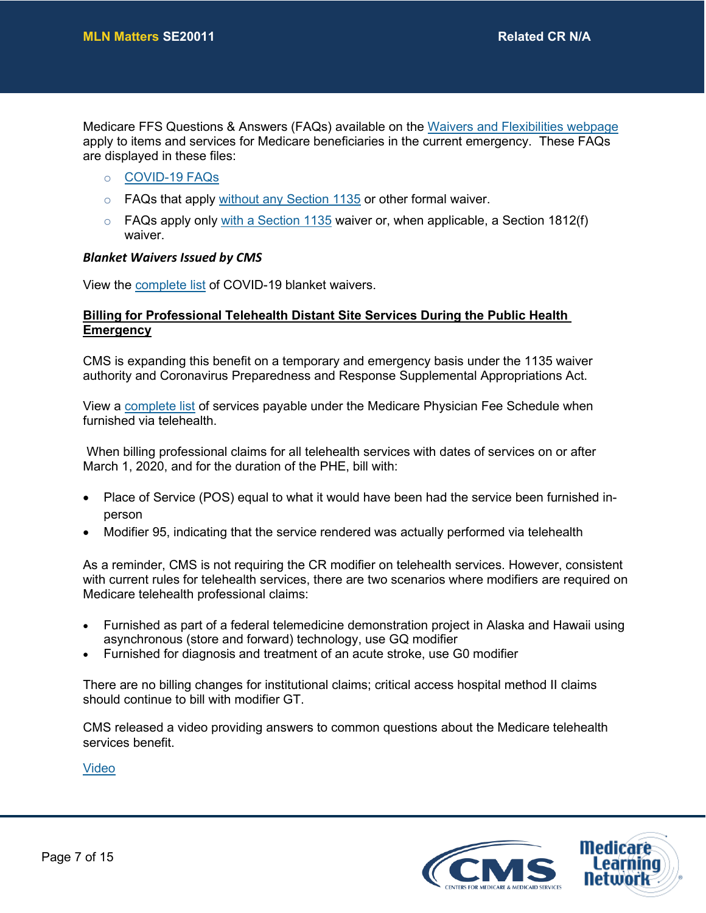Medicare FFS Questions & Answers (FAQs) available on the Waivers and Flexibilities webpage apply to items and services for Medicare beneficiaries in the current emergency. These FAQs are displayed in these files:

- COVID-19 FAQs
- FAQs that apply without any Section 1135 or other formal waiver.
- FAQs apply only with a Section 1135 waiver or, when applicable, a Section 1812(f) waiver.

***Blanket Waivers Issued by CMS***

View the complete list of COVID-19 blanket waivers.

**Billing for Professional Telehealth Distant Site Services During the Public Health Emergency**

CMS is expanding this benefit on a temporary and emergency basis under the 1135 waiver authority and Coronavirus Preparedness and Response Supplemental Appropriations Act.

View a complete list of services payable under the Medicare Physician Fee Schedule when furnished via telehealth.

When billing professional claims for all telehealth services with dates of services on or after March 1, 2020, and for the duration of the PHE, bill with:

- Place of Service (POS) equal to what it would have been had the service been furnished in-person
- Modifier 95, indicating that the service rendered was actually performed via telehealth

As a reminder, CMS is not requiring the CR modifier on telehealth services. However, consistent with current rules for telehealth services, there are two scenarios where modifiers are required on Medicare telehealth professional claims:

- Furnished as part of a federal telemedicine demonstration project in Alaska and Hawaii using asynchronous (store and forward) technology, use GQ modifier
- Furnished for diagnosis and treatment of an acute stroke, use G0 modifier

There are no billing changes for institutional claims; critical access hospital method II claims should continue to bill with modifier GT.

CMS released a video providing answers to common questions about the Medicare telehealth services benefit.

Video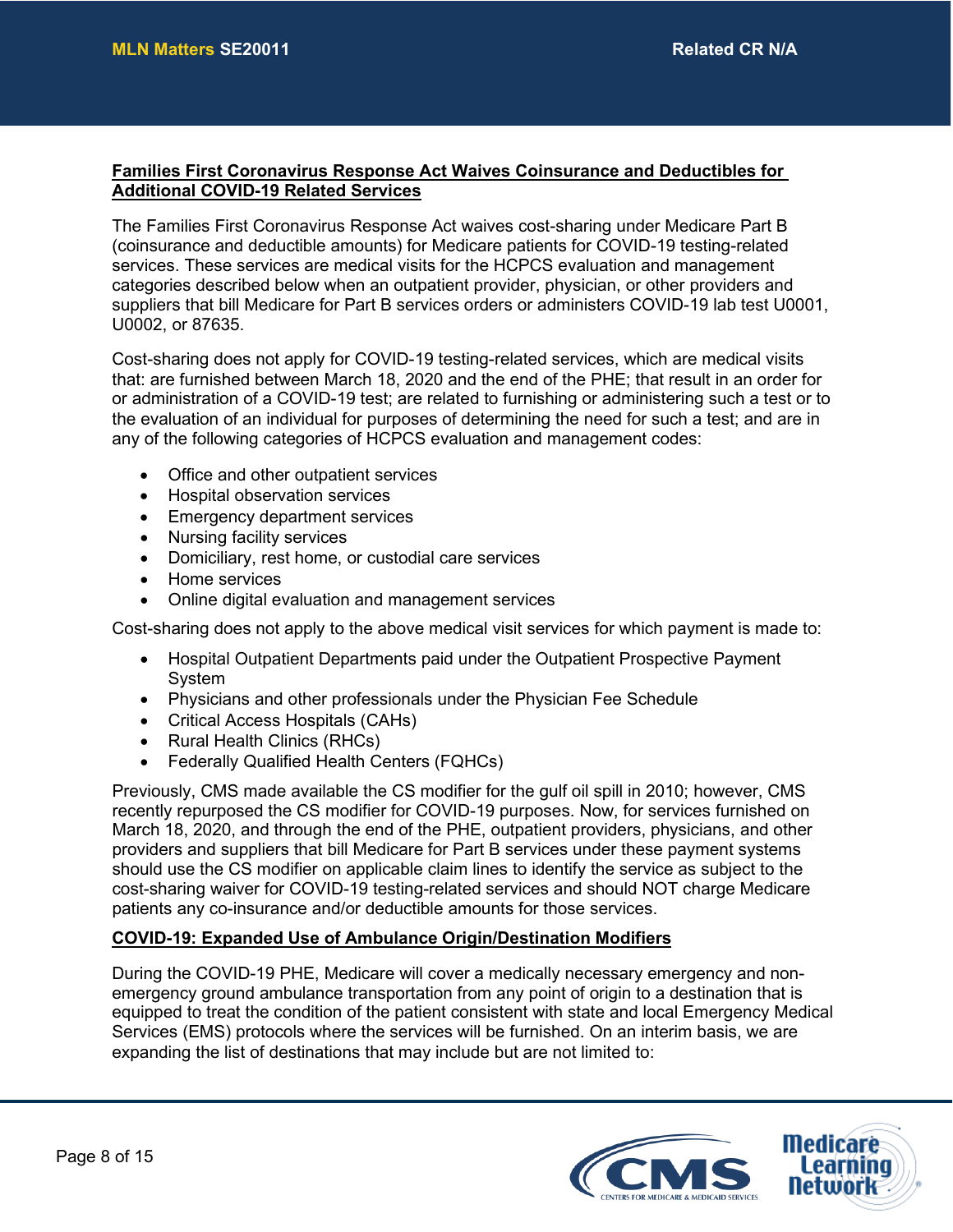**Families First Coronavirus Response Act Waives Coinsurance and Deductibles for Additional COVID-19 Related Services**

The Families First Coronavirus Response Act waives cost-sharing under Medicare Part B (coinsurance and deductible amounts) for Medicare patients for COVID-19 testing-related services. These services are medical visits for the HCPCS evaluation and management categories described below when an outpatient provider, physician, or other providers and suppliers that bill Medicare for Part B services orders or administers COVID-19 lab test U0001, U0002, or 87635.

Cost-sharing does not apply for COVID-19 testing-related services, which are medical visits that: are furnished between March 18, 2020 and the end of the PHE; that result in an order for or administration of a COVID-19 test; are related to furnishing or administering such a test or to the evaluation of an individual for purposes of determining the need for such a test; and are in any of the following categories of HCPCS evaluation and management codes:

- Office and other outpatient services
- Hospital observation services
- Emergency department services
- Nursing facility services
- Domiciliary, rest home, or custodial care services
- Home services
- Online digital evaluation and management services

Cost-sharing does not apply to the above medical visit services for which payment is made to:

- Hospital Outpatient Departments paid under the Outpatient Prospective Payment System
- Physicians and other professionals under the Physician Fee Schedule
- Critical Access Hospitals (CAHs)
- Rural Health Clinics (RHCs)
- Federally Qualified Health Centers (FQHCs)

Previously, CMS made available the CS modifier for the gulf oil spill in 2010; however, CMS recently repurposed the CS modifier for COVID-19 purposes. Now, for services furnished on March 18, 2020, and through the end of the PHE, outpatient providers, physicians, and other providers and suppliers that bill Medicare for Part B services under these payment systems should use the CS modifier on applicable claim lines to identify the service as subject to the cost-sharing waiver for COVID-19 testing-related services and should NOT charge Medicare patients any co-insurance and/or deductible amounts for those services.

**COVID-19: Expanded Use of Ambulance Origin/Destination Modifiers**

During the COVID-19 PHE, Medicare will cover a medically necessary emergency and non-emergency ground ambulance transportation from any point of origin to a destination that is equipped to treat the condition of the patient consistent with state and local Emergency Medical Services (EMS) protocols where the services will be furnished. On an interim basis, we are expanding the list of destinations that may include but are not limited to: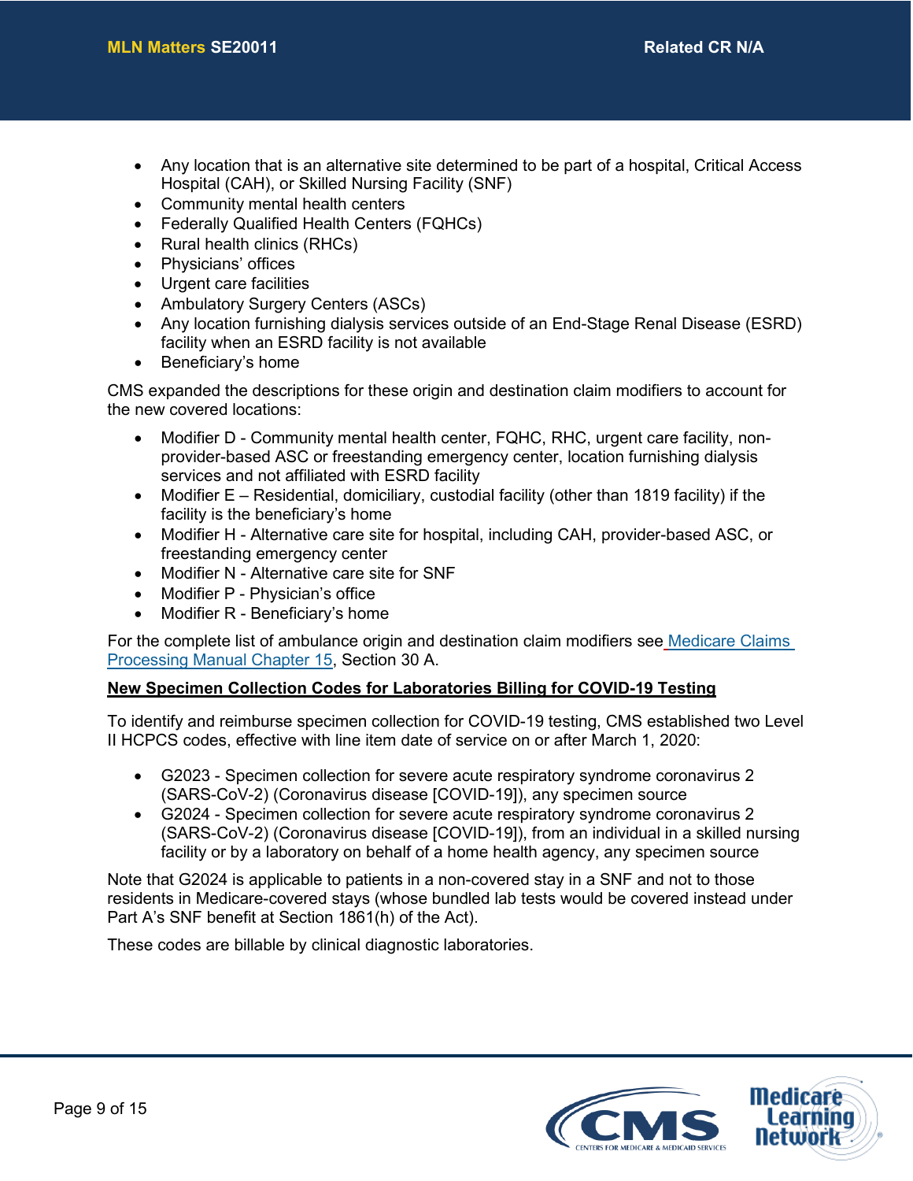- Any location that is an alternative site determined to be part of a hospital, Critical Access Hospital (CAH), or Skilled Nursing Facility (SNF)
- Community mental health centers
- Federally Qualified Health Centers (FQHCs)
- Rural health clinics (RHCs)
- Physicians' offices
- Urgent care facilities
- Ambulatory Surgery Centers (ASCs)
- Any location furnishing dialysis services outside of an End-Stage Renal Disease (ESRD) facility when an ESRD facility is not available
- Beneficiary's home

CMS expanded the descriptions for these origin and destination claim modifiers to account for the new covered locations:

- Modifier D - Community mental health center, FQHC, RHC, urgent care facility, non-provider-based ASC or freestanding emergency center, location furnishing dialysis services and not affiliated with ESRD facility
- Modifier E – Residential, domiciliary, custodial facility (other than 1819 facility) if the facility is the beneficiary's home
- Modifier H - Alternative care site for hospital, including CAH, provider-based ASC, or freestanding emergency center
- Modifier N - Alternative care site for SNF
- Modifier P - Physician's office
- Modifier R - Beneficiary's home

For the complete list of ambulance origin and destination claim modifiers see Medicare Claims Processing Manual Chapter 15, Section 30 A.

**New Specimen Collection Codes for Laboratories Billing for COVID-19 Testing**

To identify and reimburse specimen collection for COVID-19 testing, CMS established two Level II HCPCS codes, effective with line item date of service on or after March 1, 2020:

- G2023 - Specimen collection for severe acute respiratory syndrome coronavirus 2 (SARS-CoV-2) (Coronavirus disease [COVID-19]), any specimen source
- G2024 - Specimen collection for severe acute respiratory syndrome coronavirus 2 (SARS-CoV-2) (Coronavirus disease [COVID-19]), from an individual in a skilled nursing facility or by a laboratory on behalf of a home health agency, any specimen source

Note that G2024 is applicable to patients in a non-covered stay in a SNF and not to those residents in Medicare-covered stays (whose bundled lab tests would be covered instead under Part A's SNF benefit at Section 1861(h) of the Act).

These codes are billable by clinical diagnostic laboratories.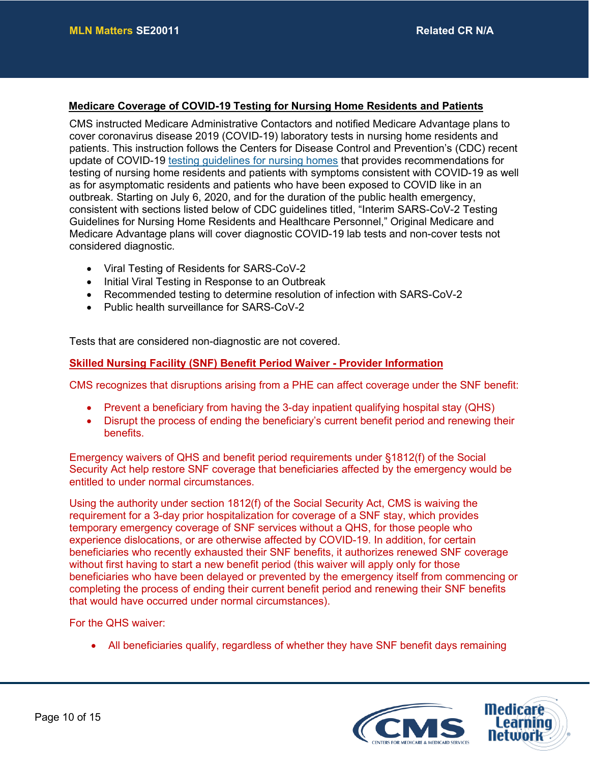**Medicare Coverage of COVID-19 Testing for Nursing Home Residents and Patients**

CMS instructed Medicare Administrative Contactors and notified Medicare Advantage plans to cover coronavirus disease 2019 (COVID-19) laboratory tests in nursing home residents and patients. This instruction follows the Centers for Disease Control and Prevention's (CDC) recent update of COVID-19 testing guidelines for nursing homes that provides recommendations for testing of nursing home residents and patients with symptoms consistent with COVID-19 as well as for asymptomatic residents and patients who have been exposed to COVID like in an outbreak. Starting on July 6, 2020, and for the duration of the public health emergency, consistent with sections listed below of CDC guidelines titled, "Interim SARS-CoV-2 Testing Guidelines for Nursing Home Residents and Healthcare Personnel," Original Medicare and Medicare Advantage plans will cover diagnostic COVID-19 lab tests and non-cover tests not considered diagnostic.

- Viral Testing of Residents for SARS-CoV-2
- Initial Viral Testing in Response to an Outbreak
- Recommended testing to determine resolution of infection with SARS-CoV-2
- Public health surveillance for SARS-CoV-2

Tests that are considered non-diagnostic are not covered.

**Skilled Nursing Facility (SNF) Benefit Period Waiver - Provider Information**

CMS recognizes that disruptions arising from a PHE can affect coverage under the SNF benefit:

- Prevent a beneficiary from having the 3-day inpatient qualifying hospital stay (QHS)
- Disrupt the process of ending the beneficiary's current benefit period and renewing their benefits.

Emergency waivers of QHS and benefit period requirements under §1812(f) of the Social Security Act help restore SNF coverage that beneficiaries affected by the emergency would be entitled to under normal circumstances.

Using the authority under section 1812(f) of the Social Security Act, CMS is waiving the requirement for a 3-day prior hospitalization for coverage of a SNF stay, which provides temporary emergency coverage of SNF services without a QHS, for those people who experience dislocations, or are otherwise affected by COVID-19. In addition, for certain beneficiaries who recently exhausted their SNF benefits, it authorizes renewed SNF coverage without first having to start a new benefit period (this waiver will apply only for those beneficiaries who have been delayed or prevented by the emergency itself from commencing or completing the process of ending their current benefit period and renewing their SNF benefits that would have occurred under normal circumstances).

For the QHS waiver:

- All beneficiaries qualify, regardless of whether they have SNF benefit days remaining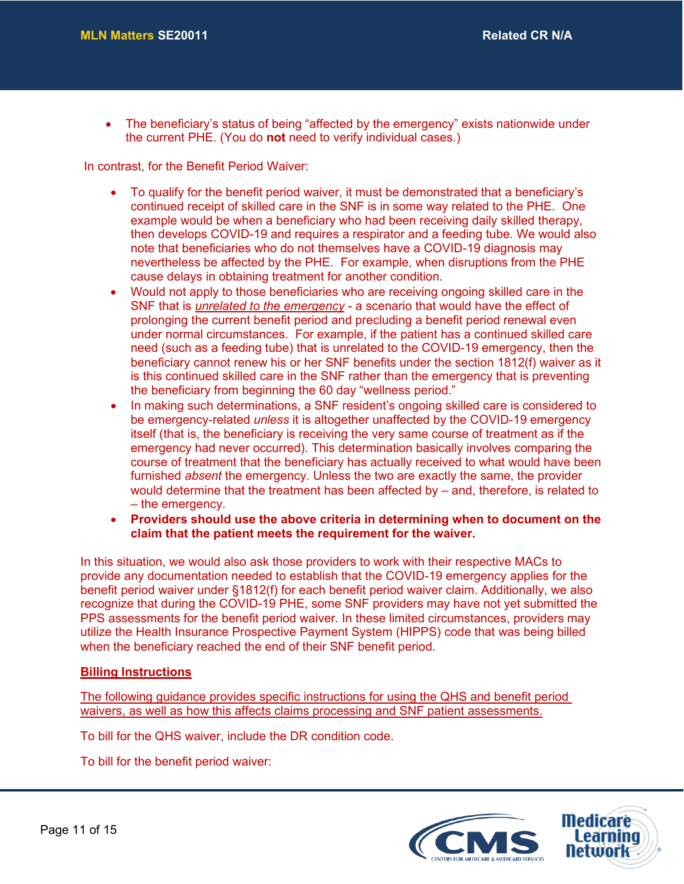- The beneficiary's status of being "affected by the emergency" exists nationwide under the current PHE. (You do **not** need to verify individual cases.)

In contrast, for the Benefit Period Waiver:

- To qualify for the benefit period waiver, it must be demonstrated that a beneficiary's continued receipt of skilled care in the SNF is in some way related to the PHE. One example would be when a beneficiary who had been receiving daily skilled therapy, then develops COVID-19 and requires a respirator and a feeding tube. We would also note that beneficiaries who do not themselves have a COVID-19 diagnosis may nevertheless be affected by the PHE. For example, when disruptions from the PHE cause delays in obtaining treatment for another condition.
- Would not apply to those beneficiaries who are receiving ongoing skilled care in the SNF that is *unrelated to the emergency* - a scenario that would have the effect of prolonging the current benefit period and precluding a benefit period renewal even under normal circumstances. For example, if the patient has a continued skilled care need (such as a feeding tube) that is unrelated to the COVID-19 emergency, then the beneficiary cannot renew his or her SNF benefits under the section 1812(f) waiver as it is this continued skilled care in the SNF rather than the emergency that is preventing the beneficiary from beginning the 60 day "wellness period."
- In making such determinations, a SNF resident's ongoing skilled care is considered to be emergency-related *unless* it is altogether unaffected by the COVID-19 emergency itself (that is, the beneficiary is receiving the very same course of treatment as if the emergency had never occurred). This determination basically involves comparing the course of treatment that the beneficiary has actually received to what would have been furnished *absent* the emergency. Unless the two are exactly the same, the provider would determine that the treatment has been affected by – and, therefore, is related to – the emergency.
- **Providers should use the above criteria in determining when to document on the claim that the patient meets the requirement for the waiver.**

In this situation, we would also ask those providers to work with their respective MACs to provide any documentation needed to establish that the COVID-19 emergency applies for the benefit period waiver under §1812(f) for each benefit period waiver claim. Additionally, we also recognize that during the COVID-19 PHE, some SNF providers may have not yet submitted the PPS assessments for the benefit period waiver. In these limited circumstances, providers may utilize the Health Insurance Prospective Payment System (HIPPS) code that was being billed when the beneficiary reached the end of their SNF benefit period.

**Billing Instructions**

The following guidance provides specific instructions for using the QHS and benefit period waivers, as well as how this affects claims processing and SNF patient assessments.

To bill for the QHS waiver, include the DR condition code.

To bill for the benefit period waiver: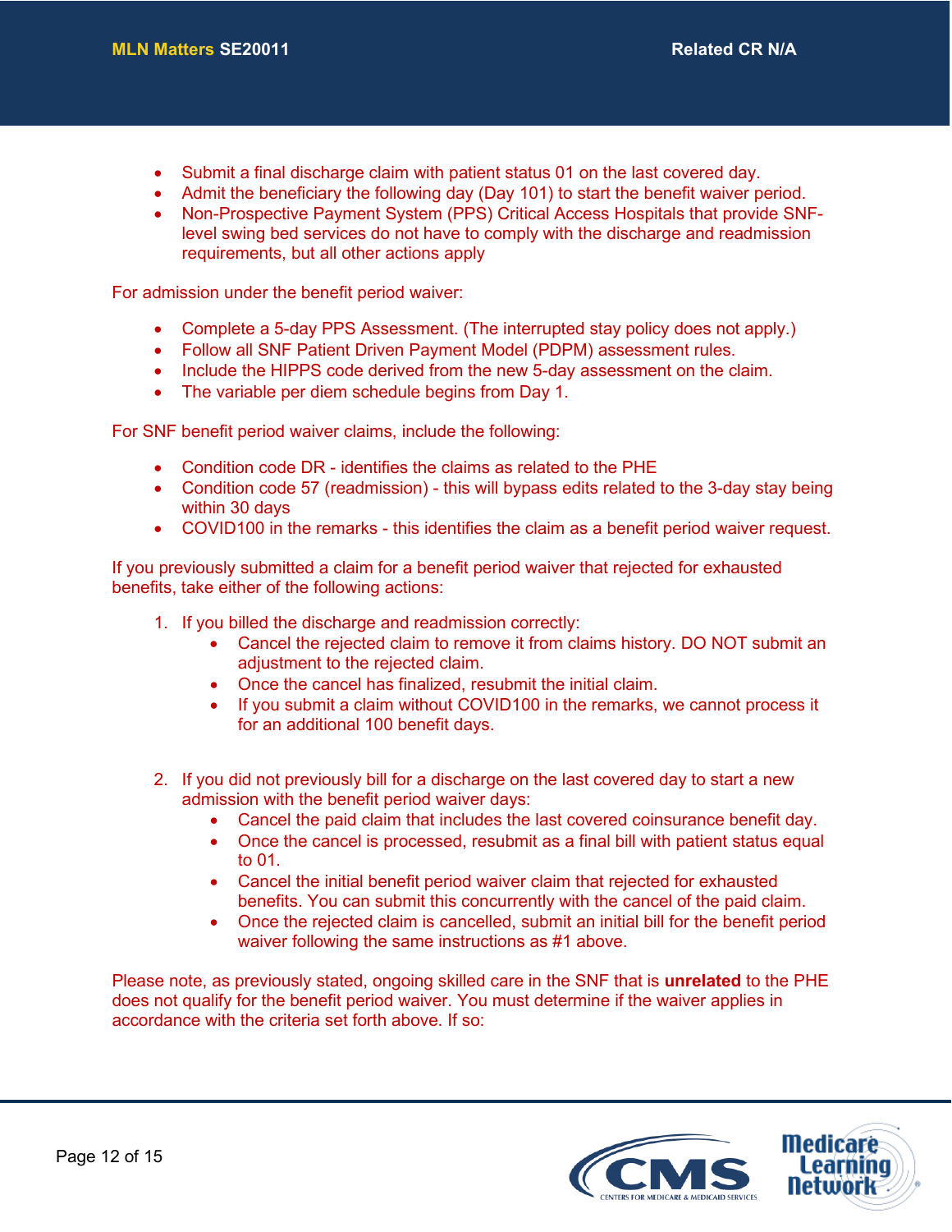- Submit a final discharge claim with patient status 01 on the last covered day.
- Admit the beneficiary the following day (Day 101) to start the benefit waiver period.
- Non-Prospective Payment System (PPS) Critical Access Hospitals that provide SNF-level swing bed services do not have to comply with the discharge and readmission requirements, but all other actions apply

For admission under the benefit period waiver:

- Complete a 5-day PPS Assessment. (The interrupted stay policy does not apply.)
- Follow all SNF Patient Driven Payment Model (PDPM) assessment rules.
- Include the HIPPS code derived from the new 5-day assessment on the claim.
- The variable per diem schedule begins from Day 1.

For SNF benefit period waiver claims, include the following:

- Condition code DR - identifies the claims as related to the PHE
- Condition code 57 (readmission) - this will bypass edits related to the 3-day stay being within 30 days
- COVID100 in the remarks - this identifies the claim as a benefit period waiver request.

If you previously submitted a claim for a benefit period waiver that rejected for exhausted benefits, take either of the following actions:

1. If you billed the discharge and readmission correctly:
    - Cancel the rejected claim to remove it from claims history. DO NOT submit an adjustment to the rejected claim.
    - Once the cancel has finalized, resubmit the initial claim.
    - If you submit a claim without COVID100 in the remarks, we cannot process it for an additional 100 benefit days.

2. If you did not previously bill for a discharge on the last covered day to start a new admission with the benefit period waiver days:
    - Cancel the paid claim that includes the last covered coinsurance benefit day.
    - Once the cancel is processed, resubmit as a final bill with patient status equal to 01.
    - Cancel the initial benefit period waiver claim that rejected for exhausted benefits. You can submit this concurrently with the cancel of the paid claim.
    - Once the rejected claim is cancelled, submit an initial bill for the benefit period waiver following the same instructions as #1 above.

Please note, as previously stated, ongoing skilled care in the SNF that is **unrelated** to the PHE does not qualify for the benefit period waiver. You must determine if the waiver applies in accordance with the criteria set forth above. If so: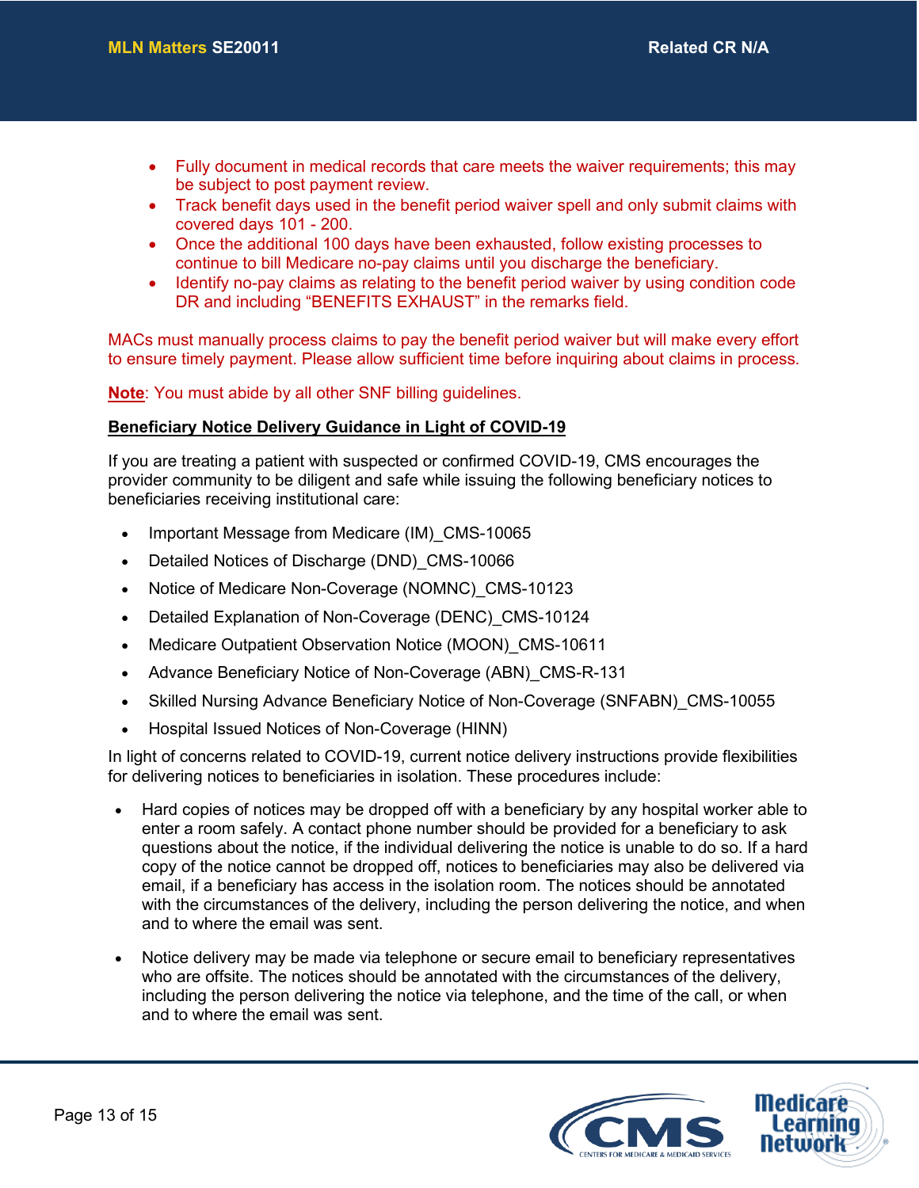- Fully document in medical records that care meets the waiver requirements; this may be subject to post payment review.
- Track benefit days used in the benefit period waiver spell and only submit claims with covered days 101 - 200.
- Once the additional 100 days have been exhausted, follow existing processes to continue to bill Medicare no-pay claims until you discharge the beneficiary.
- Identify no-pay claims as relating to the benefit period waiver by using condition code DR and including "BENEFITS EXHAUST" in the remarks field.

MACs must manually process claims to pay the benefit period waiver but will make every effort to ensure timely payment. Please allow sufficient time before inquiring about claims in process.

**Note**: You must abide by all other SNF billing guidelines.

**Beneficiary Notice Delivery Guidance in Light of COVID-19**

If you are treating a patient with suspected or confirmed COVID-19, CMS encourages the provider community to be diligent and safe while issuing the following beneficiary notices to beneficiaries receiving institutional care:

- Important Message from Medicare (IM)_CMS-10065
- Detailed Notices of Discharge (DND)_CMS-10066
- Notice of Medicare Non-Coverage (NOMNC)_CMS-10123
- Detailed Explanation of Non-Coverage (DENC)_CMS-10124
- Medicare Outpatient Observation Notice (MOON)_CMS-10611
- Advance Beneficiary Notice of Non-Coverage (ABN)_CMS-R-131
- Skilled Nursing Advance Beneficiary Notice of Non-Coverage (SNFABN)_CMS-10055
- Hospital Issued Notices of Non-Coverage (HINN)

In light of concerns related to COVID-19, current notice delivery instructions provide flexibilities for delivering notices to beneficiaries in isolation. These procedures include:

- Hard copies of notices may be dropped off with a beneficiary by any hospital worker able to enter a room safely. A contact phone number should be provided for a beneficiary to ask questions about the notice, if the individual delivering the notice is unable to do so. If a hard copy of the notice cannot be dropped off, notices to beneficiaries may also be delivered via email, if a beneficiary has access in the isolation room. The notices should be annotated with the circumstances of the delivery, including the person delivering the notice, and when and to where the email was sent.
- Notice delivery may be made via telephone or secure email to beneficiary representatives who are offsite. The notices should be annotated with the circumstances of the delivery, including the person delivering the notice via telephone, and the time of the call, or when and to where the email was sent.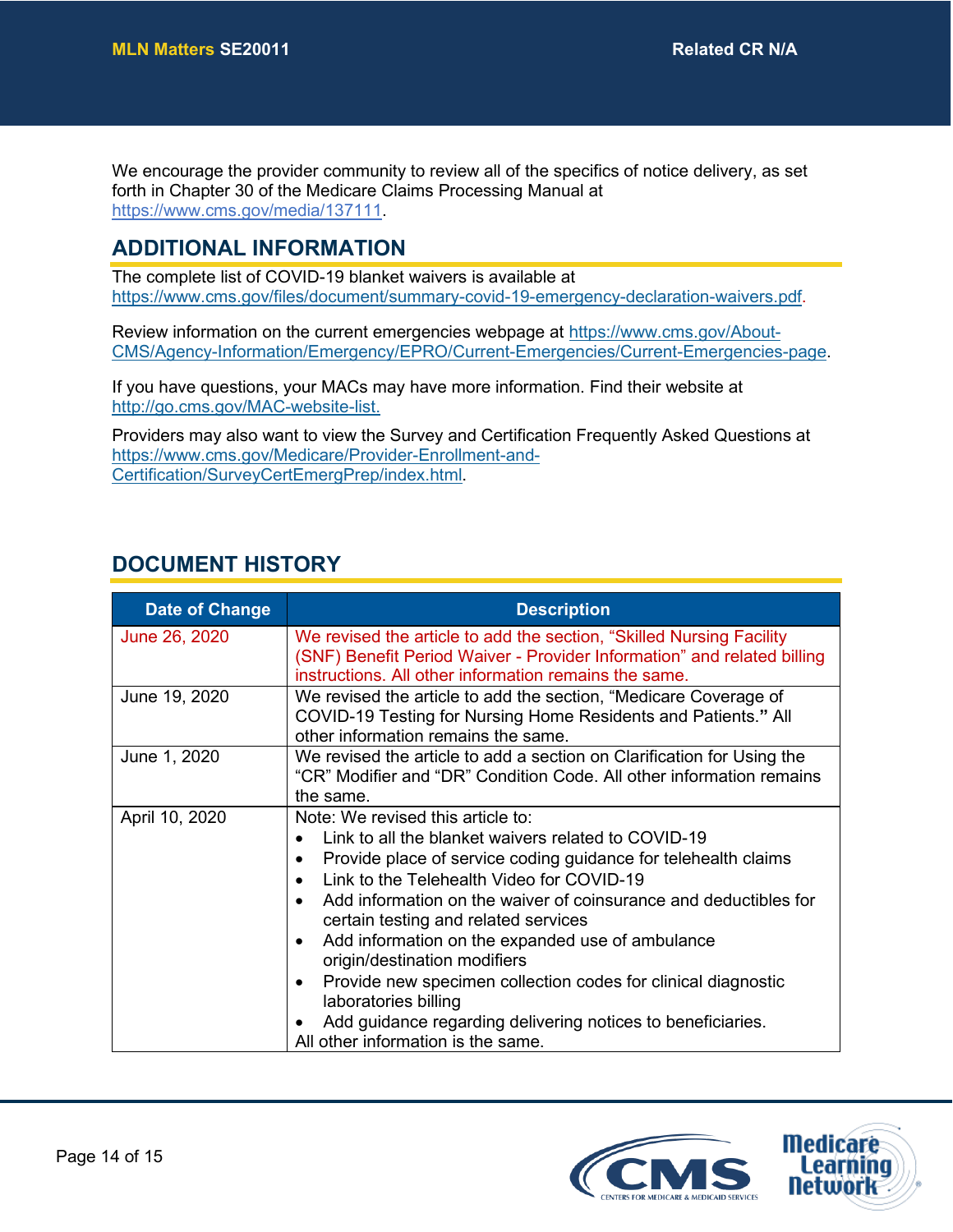We encourage the provider community to review all of the specifics of notice delivery, as set forth in Chapter 30 of the Medicare Claims Processing Manual at https://www.cms.gov/media/137111.

## ADDITIONAL INFORMATION

The complete list of COVID-19 blanket waivers is available at https://www.cms.gov/files/document/summary-covid-19-emergency-declaration-waivers.pdf.

Review information on the current emergencies webpage at https://www.cms.gov/About-CMS/Agency-Information/Emergency/EPRO/Current-Emergencies/Current-Emergencies-page.

If you have questions, your MACs may have more information. Find their website at http://go.cms.gov/MAC-website-list.

Providers may also want to view the Survey and Certification Frequently Asked Questions at https://www.cms.gov/Medicare/Provider-Enrollment-and-Certification/SurveyCertEmergPrep/index.html.

## DOCUMENT HISTORY

| Date of Change | Description |
|---|---|
| June 26, 2020 | We revised the article to add the section, “Skilled Nursing Facility (SNF) Benefit Period Waiver - Provider Information” and related billing instructions. All other information remains the same. |
| June 19, 2020 | We revised the article to add the section, “Medicare Coverage of COVID-19 Testing for Nursing Home Residents and Patients.**”** All other information remains the same. |
| June 1, 2020 | We revised the article to add a section on Clarification for Using the “CR” Modifier and “DR” Condition Code. All other information remains the same. |
| April 10, 2020 | Note: We revised this article to:<br>• Link to all the blanket waivers related to COVID-19<br>• Provide place of service coding guidance for telehealth claims<br>• Link to the Telehealth Video for COVID-19<br>• Add information on the waiver of coinsurance and deductibles for certain testing and related services<br>• Add information on the expanded use of ambulance origin/destination modifiers<br>• Provide new specimen collection codes for clinical diagnostic laboratories billing<br>• Add guidance regarding delivering notices to beneficiaries.<br>All other information is the same. |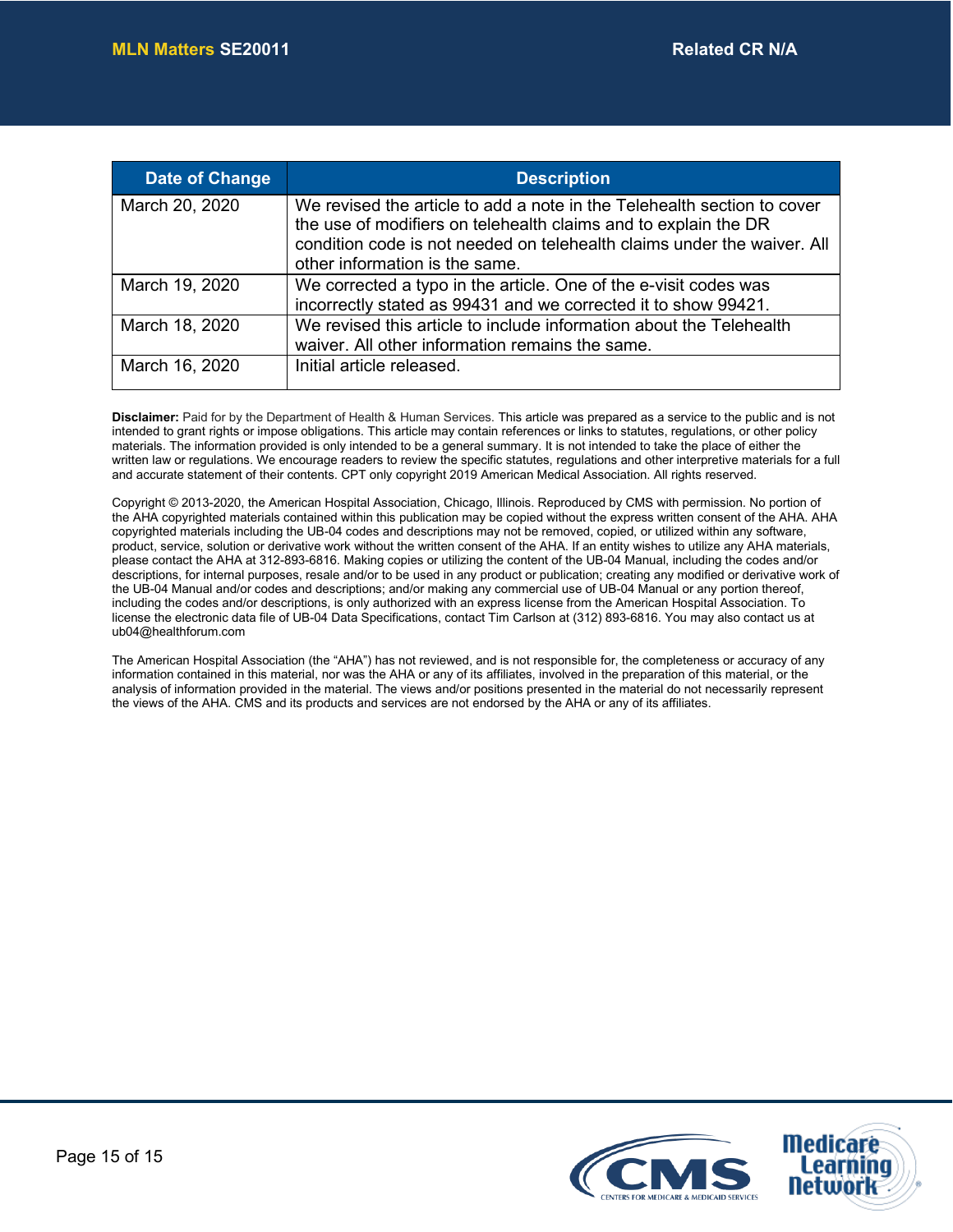| Date of Change | Description |
| --- | --- |
| March 20, 2020 | We revised the article to add a note in the Telehealth section to cover the use of modifiers on telehealth claims and to explain the DR condition code is not needed on telehealth claims under the waiver. All other information is the same. |
| March 19, 2020 | We corrected a typo in the article. One of the e-visit codes was incorrectly stated as 99431 and we corrected it to show 99421. |
| March 18, 2020 | We revised this article to include information about the Telehealth waiver. All other information remains the same. |
| March 16, 2020 | Initial article released. |

**Disclaimer:** Paid for by the Department of Health & Human Services. This article was prepared as a service to the public and is not intended to grant rights or impose obligations. This article may contain references or links to statutes, regulations, or other policy materials. The information provided is only intended to be a general summary. It is not intended to take the place of either the written law or regulations. We encourage readers to review the specific statutes, regulations and other interpretive materials for a full and accurate statement of their contents. CPT only copyright 2019 American Medical Association. All rights reserved.

Copyright © 2013-2020, the American Hospital Association, Chicago, Illinois. Reproduced by CMS with permission. No portion of the AHA copyrighted materials contained within this publication may be copied without the express written consent of the AHA. AHA copyrighted materials including the UB-04 codes and descriptions may not be removed, copied, or utilized within any software, product, service, solution or derivative work without the written consent of the AHA. If an entity wishes to utilize any AHA materials, please contact the AHA at 312-893-6816. Making copies or utilizing the content of the UB-04 Manual, including the codes and/or descriptions, for internal purposes, resale and/or to be used in any product or publication; creating any modified or derivative work of the UB-04 Manual and/or codes and descriptions; and/or making any commercial use of UB-04 Manual or any portion thereof, including the codes and/or descriptions, is only authorized with an express license from the American Hospital Association. To license the electronic data file of UB-04 Data Specifications, contact Tim Carlson at (312) 893-6816. You may also contact us at ub04@healthforum.com

The American Hospital Association (the "AHA") has not reviewed, and is not responsible for, the completeness or accuracy of any information contained in this material, nor was the AHA or any of its affiliates, involved in the preparation of this material, or the analysis of information provided in the material. The views and/or positions presented in the material do not necessarily represent the views of the AHA. CMS and its products and services are not endorsed by the AHA or any of its affiliates.